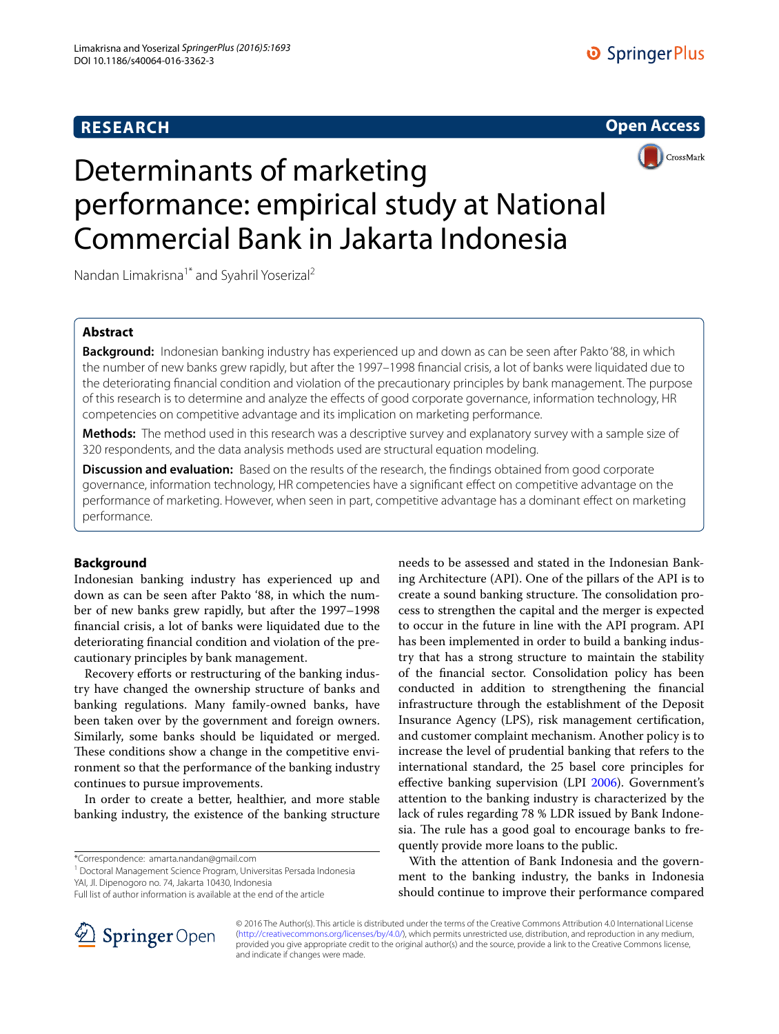RESEARCH

Open Access

# Determinants of marketing performance: empirical study at National Commercial Bank in Jakarta Indonesia

Nandan Limakrisna[1*] and Syahril Yoserizal[2]

## Abstract

**Background:** Indonesian banking industry has experienced up and down as can be seen after Pakto '88, in which the number of new banks grew rapidly, but after the 1997–1998 financial crisis, a lot of banks were liquidated due to the deteriorating financial condition and violation of the precautionary principles by bank management. The purpose of this research is to determine and analyze the effects of good corporate governance, information technology, HR competencies on competitive advantage and its implication on marketing performance.

**Methods:** The method used in this research was a descriptive survey and explanatory survey with a sample size of 320 respondents, and the data analysis methods used are structural equation modeling.

**Discussion and evaluation:** Based on the results of the research, the findings obtained from good corporate governance, information technology, HR competencies have a significant effect on competitive advantage on the performance of marketing. However, when seen in part, competitive advantage has a dominant effect on marketing performance.

## Background

Indonesian banking industry has experienced up and down as can be seen after Pakto '88, in which the number of new banks grew rapidly, but after the 1997–1998 financial crisis, a lot of banks were liquidated due to the deteriorating financial condition and violation of the precautionary principles by bank management.

Recovery efforts or restructuring of the banking industry have changed the ownership structure of banks and banking regulations. Many family-owned banks, have been taken over by the government and foreign owners. Similarly, some banks should be liquidated or merged. These conditions show a change in the competitive environment so that the performance of the banking industry continues to pursue improvements.

In order to create a better, healthier, and more stable banking industry, the existence of the banking structure needs to be assessed and stated in the Indonesian Banking Architecture (API). One of the pillars of the API is to create a sound banking structure. The consolidation process to strengthen the capital and the merger is expected to occur in the future in line with the API program. API has been implemented in order to build a banking industry that has a strong structure to maintain the stability of the financial sector. Consolidation policy has been conducted in addition to strengthening the financial infrastructure through the establishment of the Deposit Insurance Agency (LPS), risk management certification, and customer complaint mechanism. Another policy is to increase the level of prudential banking that refers to the international standard, the 25 basel core principles for effective banking supervision (LPI 2006). Government's attention to the banking industry is characterized by the lack of rules regarding 78 % LDR issued by Bank Indonesia. The rule has a good goal to encourage banks to frequently provide more loans to the public.

With the attention of Bank Indonesia and the government to the banking industry, the banks in Indonesia should continue to improve their performance compared

*Correspondence: amarta.nandan@gmail.com
[1] Doctoral Management Science Program, Universitas Persada Indonesia YAI, Jl. Dipenogoro no. 74, Jakarta 10430, Indonesia
Full list of author information is available at the end of the article

© 2016 The Author(s). This article is distributed under the terms of the Creative Commons Attribution 4.0 International License (http://creativecommons.org/licenses/by/4.0/), which permits unrestricted use, distribution, and reproduction in any medium, provided you give appropriate credit to the original author(s) and the source, provide a link to the Creative Commons license, and indicate if changes were made.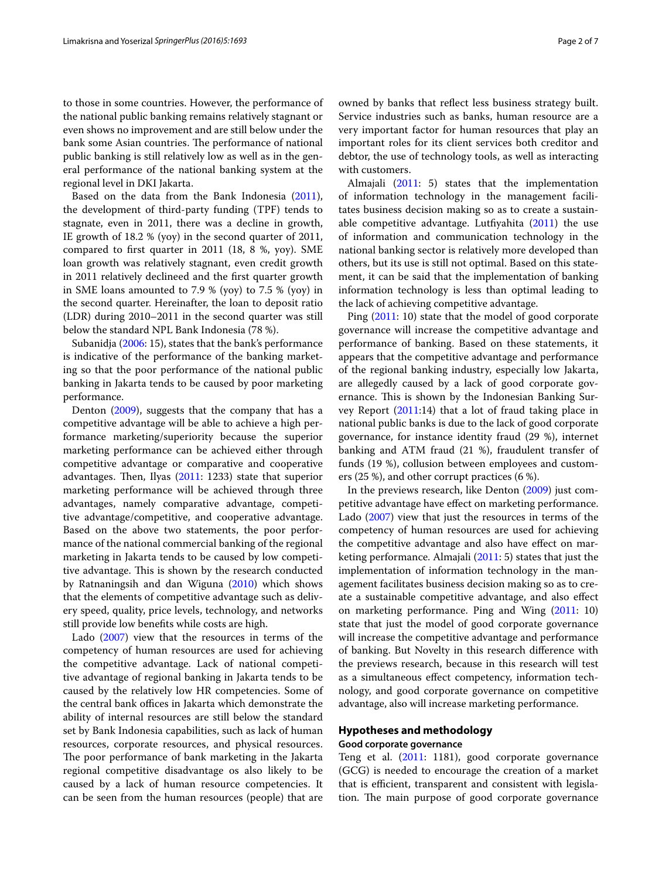to those in some countries. However, the performance of the national public banking remains relatively stagnant or even shows no improvement and are still below under the bank some Asian countries. The performance of national public banking is still relatively low as well as in the general performance of the national banking system at the regional level in DKI Jakarta.

Based on the data from the Bank Indonesia (2011), the development of third-party funding (TPF) tends to stagnate, even in 2011, there was a decline in growth, IE growth of 18.2 % (yoy) in the second quarter of 2011, compared to first quarter in 2011 (18, 8 %, yoy). SME loan growth was relatively stagnant, even credit growth in 2011 relatively declineed and the first quarter growth in SME loans amounted to 7.9 % (yoy) to 7.5 % (yoy) in the second quarter. Hereinafter, the loan to deposit ratio (LDR) during 2010–2011 in the second quarter was still below the standard NPL Bank Indonesia (78 %).

Subanidja (2006: 15), states that the bank's performance is indicative of the performance of the banking marketing so that the poor performance of the national public banking in Jakarta tends to be caused by poor marketing performance.

Denton (2009), suggests that the company that has a competitive advantage will be able to achieve a high performance marketing/superiority because the superior marketing performance can be achieved either through competitive advantage or comparative and cooperative advantages. Then, Ilyas (2011: 1233) state that superior marketing performance will be achieved through three advantages, namely comparative advantage, competitive advantage/competitive, and cooperative advantage. Based on the above two statements, the poor performance of the national commercial banking of the regional marketing in Jakarta tends to be caused by low competitive advantage. This is shown by the research conducted by Ratnaningsih and dan Wiguna (2010) which shows that the elements of competitive advantage such as delivery speed, quality, price levels, technology, and networks still provide low benefits while costs are high.

Lado (2007) view that the resources in terms of the competency of human resources are used for achieving the competitive advantage. Lack of national competitive advantage of regional banking in Jakarta tends to be caused by the relatively low HR competencies. Some of the central bank offices in Jakarta which demonstrate the ability of internal resources are still below the standard set by Bank Indonesia capabilities, such as lack of human resources, corporate resources, and physical resources. The poor performance of bank marketing in the Jakarta regional competitive disadvantage os also likely to be caused by a lack of human resource competencies. It can be seen from the human resources (people) that are owned by banks that reflect less business strategy built. Service industries such as banks, human resource are a very important factor for human resources that play an important roles for its client services both creditor and debtor, the use of technology tools, as well as interacting with customers.

Almajali (2011: 5) states that the implementation of information technology in the management facilitates business decision making so as to create a sustainable competitive advantage. Lutfiyahita (2011) the use of information and communication technology in the national banking sector is relatively more developed than others, but its use is still not optimal. Based on this statement, it can be said that the implementation of banking information technology is less than optimal leading to the lack of achieving competitive advantage.

Ping (2011: 10) state that the model of good corporate governance will increase the competitive advantage and performance of banking. Based on these statements, it appears that the competitive advantage and performance of the regional banking industry, especially low Jakarta, are allegedly caused by a lack of good corporate governance. This is shown by the Indonesian Banking Survey Report (2011:14) that a lot of fraud taking place in national public banks is due to the lack of good corporate governance, for instance identity fraud (29 %), internet banking and ATM fraud (21 %), fraudulent transfer of funds (19 %), collusion between employees and customers (25 %), and other corrupt practices (6 %).

In the previews research, like Denton (2009) just competitive advantage have effect on marketing performance. Lado (2007) view that just the resources in terms of the competency of human resources are used for achieving the competitive advantage and also have effect on marketing performance. Almajali (2011: 5) states that just the implementation of information technology in the management facilitates business decision making so as to create a sustainable competitive advantage, and also effect on marketing performance. Ping and Wing (2011: 10) state that just the model of good corporate governance will increase the competitive advantage and performance of banking. But Novelty in this research difference with the previews research, because in this research will test as a simultaneous effect competency, information technology, and good corporate governance on competitive advantage, also will increase marketing performance.

## Hypotheses and methodology

### Good corporate governance

Teng et al. (2011: 1181), good corporate governance (GCG) is needed to encourage the creation of a market that is efficient, transparent and consistent with legislation. The main purpose of good corporate governance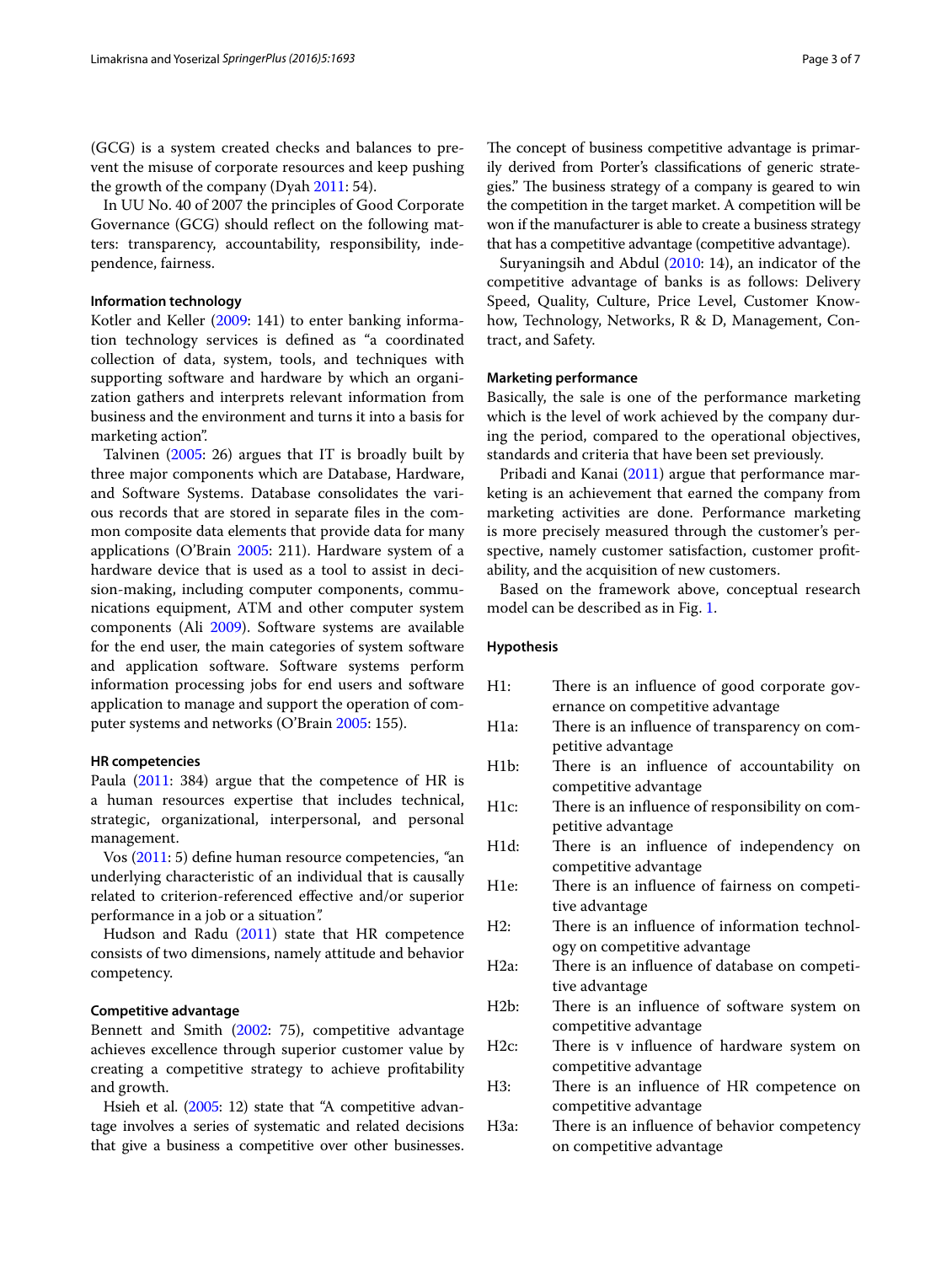(GCG) is a system created checks and balances to prevent the misuse of corporate resources and keep pushing the growth of the company (Dyah 2011: 54).

In UU No. 40 of 2007 the principles of Good Corporate Governance (GCG) should reflect on the following matters: transparency, accountability, responsibility, independence, fairness.

### Information technology

Kotler and Keller (2009: 141) to enter banking information technology services is defined as "a coordinated collection of data, system, tools, and techniques with supporting software and hardware by which an organization gathers and interprets relevant information from business and the environment and turns it into a basis for marketing action".

Talvinen (2005: 26) argues that IT is broadly built by three major components which are Database, Hardware, and Software Systems. Database consolidates the various records that are stored in separate files in the common composite data elements that provide data for many applications (O'Brain 2005: 211). Hardware system of a hardware device that is used as a tool to assist in decision-making, including computer components, communications equipment, ATM and other computer system components (Ali 2009). Software systems are available for the end user, the main categories of system software and application software. Software systems perform information processing jobs for end users and software application to manage and support the operation of computer systems and networks (O'Brain 2005: 155).

### HR competencies

Paula (2011: 384) argue that the competence of HR is a human resources expertise that includes technical, strategic, organizational, interpersonal, and personal management.

Vos (2011: 5) define human resource competencies, "an underlying characteristic of an individual that is causally related to criterion-referenced effective and/or superior performance in a job or a situation".

Hudson and Radu (2011) state that HR competence consists of two dimensions, namely attitude and behavior competency.

### Competitive advantage

Bennett and Smith (2002: 75), competitive advantage achieves excellence through superior customer value by creating a competitive strategy to achieve profitability and growth.

Hsieh et al. (2005: 12) state that "A competitive advantage involves a series of systematic and related decisions that give a business a competitive over other businesses. The concept of business competitive advantage is primarily derived from Porter's classifications of generic strategies." The business strategy of a company is geared to win the competition in the target market. A competition will be won if the manufacturer is able to create a business strategy that has a competitive advantage (competitive advantage).

Suryaningsih and Abdul (2010: 14), an indicator of the competitive advantage of banks is as follows: Delivery Speed, Quality, Culture, Price Level, Customer Knowhow, Technology, Networks, R & D, Management, Contract, and Safety.

### Marketing performance

Basically, the sale is one of the performance marketing which is the level of work achieved by the company during the period, compared to the operational objectives, standards and criteria that have been set previously.

Pribadi and Kanai (2011) argue that performance marketing is an achievement that earned the company from marketing activities are done. Performance marketing is more precisely measured through the customer's perspective, namely customer satisfaction, customer profitability, and the acquisition of new customers.

Based on the framework above, conceptual research model can be described as in Fig. 1.

### Hypothesis

- H1: There is an influence of good corporate governance on competitive advantage
- H1a: There is an influence of transparency on competitive advantage
- H1b: There is an influence of accountability on competitive advantage
- H1c: There is an influence of responsibility on competitive advantage
- H1d: There is an influence of independency on competitive advantage
- H1e: There is an influence of fairness on competitive advantage
- H2: There is an influence of information technology on competitive advantage
- H2a: There is an influence of database on competitive advantage
- H2b: There is an influence of software system on competitive advantage
- H2c: There is v influence of hardware system on competitive advantage
- H3: There is an influence of HR competence on competitive advantage
- H3a: There is an influence of behavior competency on competitive advantage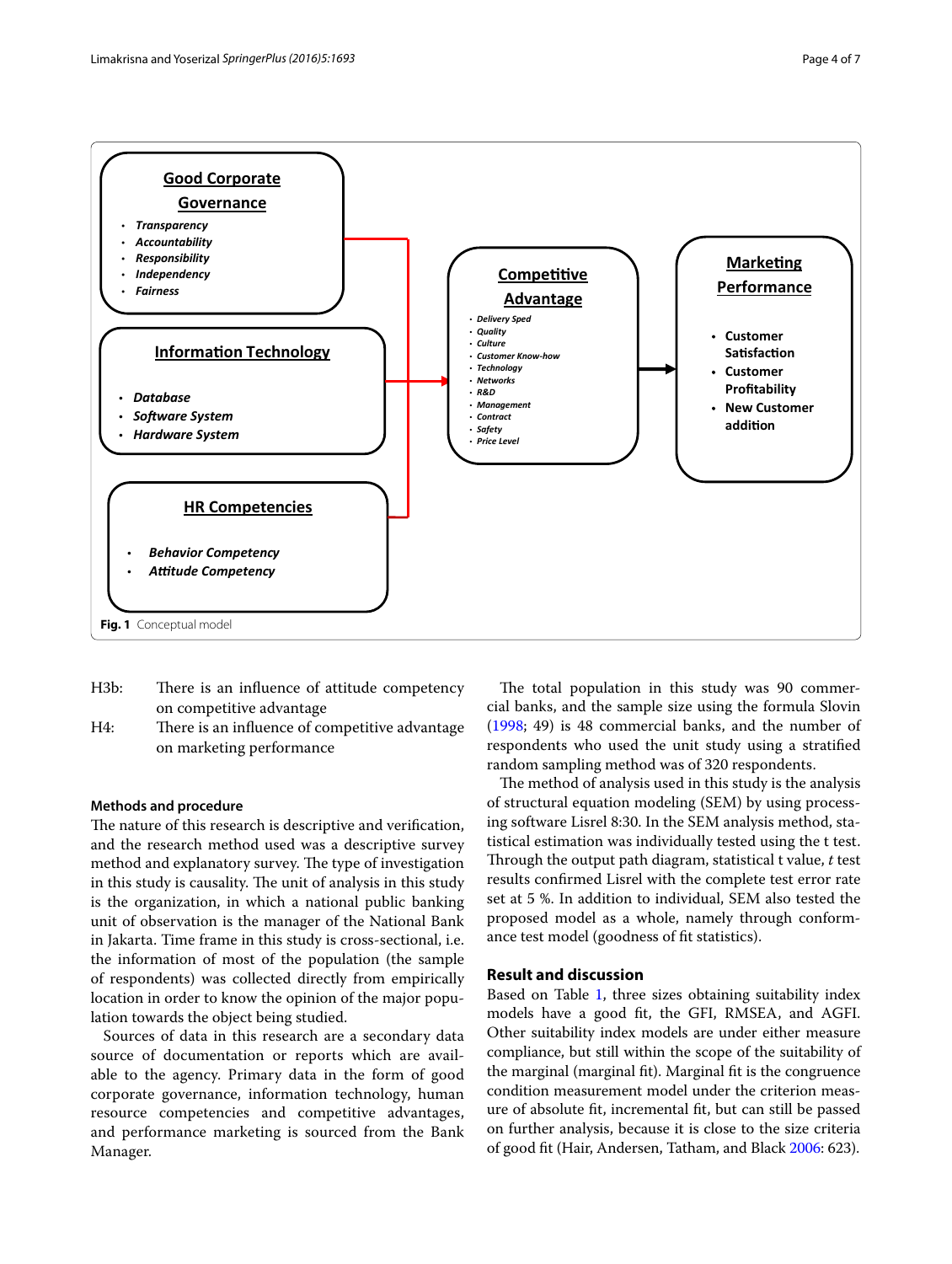**Good Corporate Governance**

- *Transparency*
- *Accountability*
- *Responsibility*
- *Independency*
- *Fairness*

**Information Technology**

- *Database*
- *Software System*
- *Hardware System*

**HR Competencies**

- *Behavior Competency*
- *Attitude Competency*

**Competitive Advantage**

- *Delivery Sped*
- *Quality*
- *Culture*
- *Customer Know-how*
- *Technology*
- *Networks*
- *R&D*
- *Management*
- *Contract*
- *Safety*
- *Price Level*

**Marketing Performance**

- Customer Satisfaction
- Customer Profitability
- New Customer addition

**Fig. 1** Conceptual model

H3b: There is an influence of attitude competency on competitive advantage

H4: There is an influence of competitive advantage on marketing performance

### Methods and procedure

The nature of this research is descriptive and verification, and the research method used was a descriptive survey method and explanatory survey. The type of investigation in this study is causality. The unit of analysis in this study is the organization, in which a national public banking unit of observation is the manager of the National Bank in Jakarta. Time frame in this study is cross-sectional, i.e. the information of most of the population (the sample of respondents) was collected directly from empirically location in order to know the opinion of the major population towards the object being studied.

Sources of data in this research are a secondary data source of documentation or reports which are available to the agency. Primary data in the form of good corporate governance, information technology, human resource competencies and competitive advantages, and performance marketing is sourced from the Bank Manager.

The total population in this study was 90 commercial banks, and the sample size using the formula Slovin (1998; 49) is 48 commercial banks, and the number of respondents who used the unit study using a stratified random sampling method was of 320 respondents.

The method of analysis used in this study is the analysis of structural equation modeling (SEM) by using processing software Lisrel 8:30. In the SEM analysis method, statistical estimation was individually tested using the t test. Through the output path diagram, statistical t value, *t* test results confirmed Lisrel with the complete test error rate set at 5 %. In addition to individual, SEM also tested the proposed model as a whole, namely through conformance test model (goodness of fit statistics).

### Result and discussion

Based on Table 1, three sizes obtaining suitability index models have a good fit, the GFI, RMSEA, and AGFI. Other suitability index models are under either measure compliance, but still within the scope of the suitability of the marginal (marginal fit). Marginal fit is the congruence condition measurement model under the criterion measure of absolute fit, incremental fit, but can still be passed on further analysis, because it is close to the size criteria of good fit (Hair, Andersen, Tatham, and Black 2006: 623).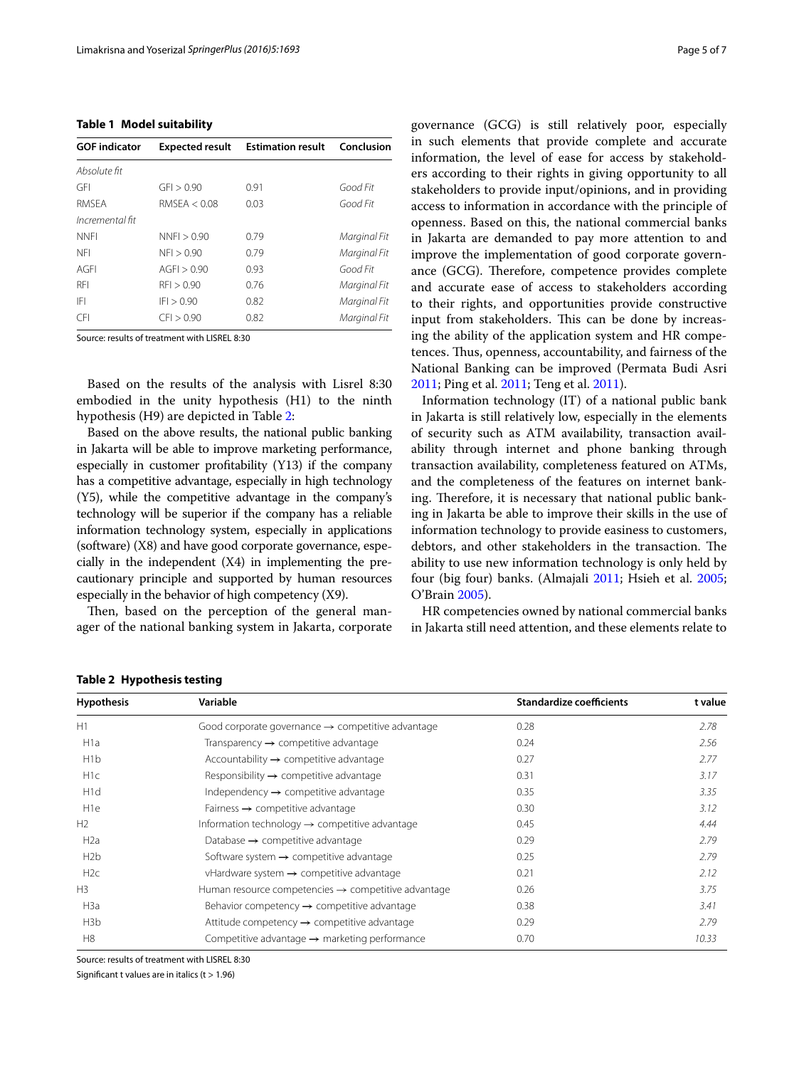**Table 1 Model suitability**

| GOF indicator | Expected result | Estimation result | Conclusion |
|---|---|---|---|
| *Absolute fit* | | | |
| GFI | GFI > 0.90 | 0.91 | *Good Fit* |
| RMSEA | RMSEA < 0.08 | 0.03 | *Good Fit* |
| *Incremental fit* | | | |
| NNFI | NNFI > 0.90 | 0.79 | *Marginal Fit* |
| NFI | NFI > 0.90 | 0.79 | *Marginal Fit* |
| AGFI | AGFI > 0.90 | 0.93 | *Good Fit* |
| RFI | RFI > 0.90 | 0.76 | *Marginal Fit* |
| IFI | IFI > 0.90 | 0.82 | *Marginal Fit* |
| CFI | CFI > 0.90 | 0.82 | *Marginal Fit* |

Source: results of treatment with LISREL 8:30

Based on the results of the analysis with Lisrel 8:30 embodied in the unity hypothesis (H1) to the ninth hypothesis (H9) are depicted in Table 2:

Based on the above results, the national public banking in Jakarta will be able to improve marketing performance, especially in customer profitability (Y13) if the company has a competitive advantage, especially in high technology (Y5), while the competitive advantage in the company's technology will be superior if the company has a reliable information technology system, especially in applications (software) (X8) and have good corporate governance, especially in the independent (X4) in implementing the precautionary principle and supported by human resources especially in the behavior of high competency (X9).

Then, based on the perception of the general manager of the national banking system in Jakarta, corporate governance (GCG) is still relatively poor, especially in such elements that provide complete and accurate information, the level of ease for access by stakeholders according to their rights in giving opportunity to all stakeholders to provide input/opinions, and in providing access to information in accordance with the principle of openness. Based on this, the national commercial banks in Jakarta are demanded to pay more attention to and improve the implementation of good corporate governance (GCG). Therefore, competence provides complete and accurate ease of access to stakeholders according to their rights, and opportunities provide constructive input from stakeholders. This can be done by increasing the ability of the application system and HR competences. Thus, openness, accountability, and fairness of the National Banking can be improved (Permata Budi Asri 2011; Ping et al. 2011; Teng et al. 2011).

Information technology (IT) of a national public bank in Jakarta is still relatively low, especially in the elements of security such as ATM availability, transaction availability through internet and phone banking through transaction availability, completeness featured on ATMs, and the completeness of the features on internet banking. Therefore, it is necessary that national public banking in Jakarta be able to improve their skills in the use of information technology to provide easiness to customers, debtors, and other stakeholders in the transaction. The ability to use new information technology is only held by four (big four) banks. (Almajali 2011; Hsieh et al. 2005; O'Brain 2005).

HR competencies owned by national commercial banks in Jakarta still need attention, and these elements relate to

**Table 2 Hypothesis testing**

| Hypothesis | Variable | Standardize coefficients | t value |
|---|---|---|---|
| H1 | Good corporate governance → competitive advantage | 0.28 | *2.78* |
| H1a | Transparency → competitive advantage | 0.24 | *2.56* |
| H1b | Accountability → competitive advantage | 0.27 | *2.77* |
| H1c | Responsibility → competitive advantage | 0.31 | *3.17* |
| H1d | Independency → competitive advantage | 0.35 | *3.35* |
| H1e | Fairness → competitive advantage | 0.30 | *3.12* |
| H2 | Information technology → competitive advantage | 0.45 | *4.44* |
| H2a | Database → competitive advantage | 0.29 | *2.79* |
| H2b | Software system → competitive advantage | 0.25 | *2.79* |
| H2c | vHardware system → competitive advantage | 0.21 | *2.12* |
| H3 | Human resource competencies → competitive advantage | 0.26 | *3.75* |
| H3a | Behavior competency → competitive advantage | 0.38 | *3.41* |
| H3b | Attitude competency → competitive advantage | 0.29 | *2.79* |
| H8 | Competitive advantage → marketing performance | 0.70 | *10.33* |

Source: results of treatment with LISREL 8:30

Significant t values are in italics (t > 1.96)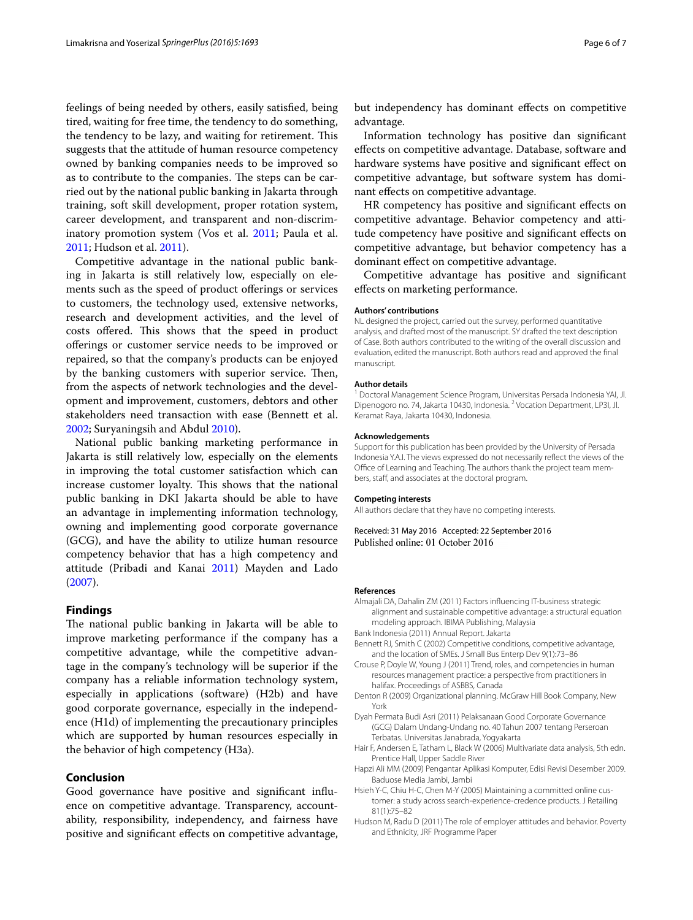feelings of being needed by others, easily satisfied, being tired, waiting for free time, the tendency to do something, the tendency to be lazy, and waiting for retirement. This suggests that the attitude of human resource competency owned by banking companies needs to be improved so as to contribute to the companies. The steps can be carried out by the national public banking in Jakarta through training, soft skill development, proper rotation system, career development, and transparent and non-discriminatory promotion system (Vos et al. 2011; Paula et al. 2011; Hudson et al. 2011).

Competitive advantage in the national public banking in Jakarta is still relatively low, especially on elements such as the speed of product offerings or services to customers, the technology used, extensive networks, research and development activities, and the level of costs offered. This shows that the speed in product offerings or customer service needs to be improved or repaired, so that the company's products can be enjoyed by the banking customers with superior service. Then, from the aspects of network technologies and the development and improvement, customers, debtors and other stakeholders need transaction with ease (Bennett et al. 2002; Suryaningsih and Abdul 2010).

National public banking marketing performance in Jakarta is still relatively low, especially on the elements in improving the total customer satisfaction which can increase customer loyalty. This shows that the national public banking in DKI Jakarta should be able to have an advantage in implementing information technology, owning and implementing good corporate governance (GCG), and have the ability to utilize human resource competency behavior that has a high competency and attitude (Pribadi and Kanai 2011) Mayden and Lado (2007).

## Findings

The national public banking in Jakarta will be able to improve marketing performance if the company has a competitive advantage, while the competitive advantage in the company's technology will be superior if the company has a reliable information technology system, especially in applications (software) (H2b) and have good corporate governance, especially in the independence (H1d) of implementing the precautionary principles which are supported by human resources especially in the behavior of high competency (H3a).

## Conclusion

Good governance have positive and significant influence on competitive advantage. Transparency, accountability, responsibility, independency, and fairness have positive and significant effects on competitive advantage, but independency has dominant effects on competitive advantage.

Information technology has positive dan significant effects on competitive advantage. Database, software and hardware systems have positive and significant effect on competitive advantage, but software system has dominant effects on competitive advantage.

HR competency has positive and significant effects on competitive advantage. Behavior competency and attitude competency have positive and significant effects on competitive advantage, but behavior competency has a dominant effect on competitive advantage.

Competitive advantage has positive and significant effects on marketing performance.

#### Authors' contributions

NL designed the project, carried out the survey, performed quantitative analysis, and drafted most of the manuscript. SY drafted the text description of Case. Both authors contributed to the writing of the overall discussion and evaluation, edited the manuscript. Both authors read and approved the final manuscript.

#### Author details

[1] Doctoral Management Science Program, Universitas Persada Indonesia YAI, Jl. Dipenogoro no. 74, Jakarta 10430, Indonesia. [2] Vocation Department, LP3I, Jl. Keramat Raya, Jakarta 10430, Indonesia.

#### Acknowledgements

Support for this publication has been provided by the University of Persada Indonesia Y.A.I. The views expressed do not necessarily reflect the views of the Office of Learning and Teaching. The authors thank the project team members, staff, and associates at the doctoral program.

#### Competing interests

All authors declare that they have no competing interests.

Received: 31 May 2016 Accepted: 22 September 2016
Published online: 01 October 2016

#### References

Almajali DA, Dahalin ZM (2011) Factors influencing IT-business strategic alignment and sustainable competitive advantage: a structural equation modeling approach. IBIMA Publishing, Malaysia

Bank Indonesia (2011) Annual Report. Jakarta

Bennett RJ, Smith C (2002) Competitive conditions, competitive advantage, and the location of SMEs. J Small Bus Enterp Dev 9(1):73–86

Crouse P, Doyle W, Young J (2011) Trend, roles, and competencies in human resources management practice: a perspective from practitioners in halifax. Proceedings of ASBBS, Canada

Denton R (2009) Organizational planning. McGraw Hill Book Company, New York

Dyah Permata Budi Asri (2011) Pelaksanaan Good Corporate Governance (GCG) Dalam Undang-Undang no. 40 Tahun 2007 tentang Perseroan Terbatas. Universitas Janabrada, Yogyakarta

Hair F, Andersen E, Tatham L, Black W (2006) Multivariate data analysis, 5th edn. Prentice Hall, Upper Saddle River

Hapzi Ali MM (2009) Pengantar Aplikasi Komputer, Edisi Revisi Desember 2009. Baduose Media Jambi, Jambi

Hsieh Y-C, Chiu H-C, Chen M-Y (2005) Maintaining a committed online customer: a study across search-experience-credence products. J Retailing 81(1):75–82

Hudson M, Radu D (2011) The role of employer attitudes and behavior. Poverty and Ethnicity, JRF Programme Paper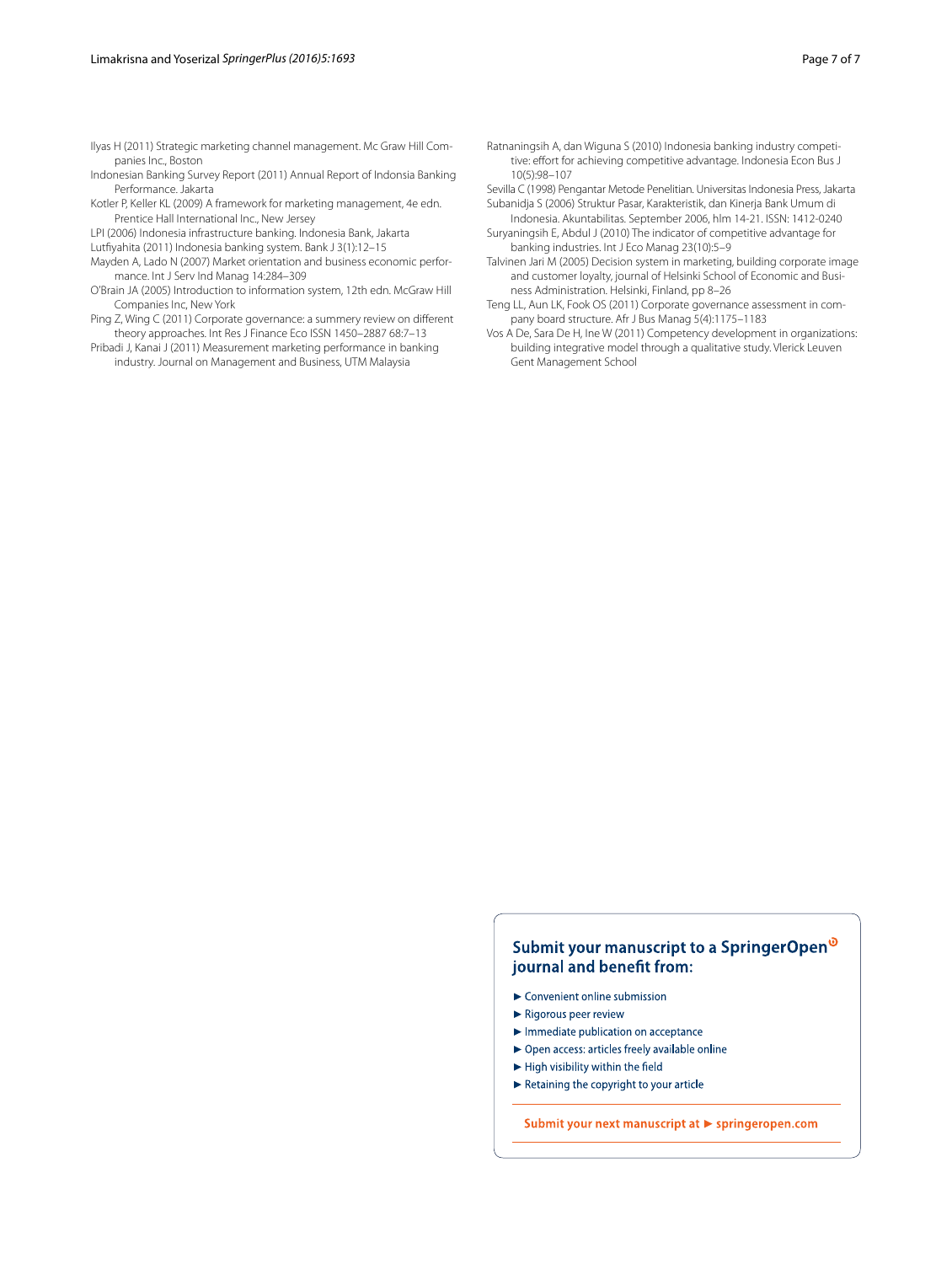Ilyas H (2011) Strategic marketing channel management. Mc Graw Hill Companies Inc., Boston

Indonesian Banking Survey Report (2011) Annual Report of Indonsia Banking Performance. Jakarta

Kotler P, Keller KL (2009) A framework for marketing management, 4e edn. Prentice Hall International Inc., New Jersey

LPI (2006) Indonesia infrastructure banking. Indonesia Bank, Jakarta

Lutfiyahita (2011) Indonesia banking system. Bank J 3(1):12–15

Mayden A, Lado N (2007) Market orientation and business economic performance. Int J Serv Ind Manag 14:284–309

O'Brain JA (2005) Introduction to information system, 12th edn. McGraw Hill Companies Inc, New York

Ping Z, Wing C (2011) Corporate governance: a summery review on different theory approaches. Int Res J Finance Eco ISSN 1450–2887 68:7–13

Pribadi J, Kanai J (2011) Measurement marketing performance in banking industry. Journal on Management and Business, UTM Malaysia

Ratnaningsih A, dan Wiguna S (2010) Indonesia banking industry competitive: effort for achieving competitive advantage. Indonesia Econ Bus J 10(5):98–107

Sevilla C (1998) Pengantar Metode Penelitian. Universitas Indonesia Press, Jakarta

Subanidja S (2006) Struktur Pasar, Karakteristik, dan Kinerja Bank Umum di Indonesia. Akuntabilitas. September 2006, hlm 14-21. ISSN: 1412-0240

Suryaningsih E, Abdul J (2010) The indicator of competitive advantage for banking industries. Int J Eco Manag 23(10):5–9

Talvinen Jari M (2005) Decision system in marketing, building corporate image and customer loyalty, journal of Helsinki School of Economic and Business Administration. Helsinki, Finland, pp 8–26

Teng LL, Aun LK, Fook OS (2011) Corporate governance assessment in company board structure. Afr J Bus Manag 5(4):1175–1183

Vos A De, Sara De H, Ine W (2011) Competency development in organizations: building integrative model through a qualitative study. Vlerick Leuven Gent Management School

**Submit your manuscript to a SpringerOpen journal and benefit from:**

- Convenient online submission
- Rigorous peer review
- Immediate publication on acceptance
- Open access: articles freely available online
- High visibility within the field
- Retaining the copyright to your article

**Submit your next manuscript at ▶ springeropen.com**